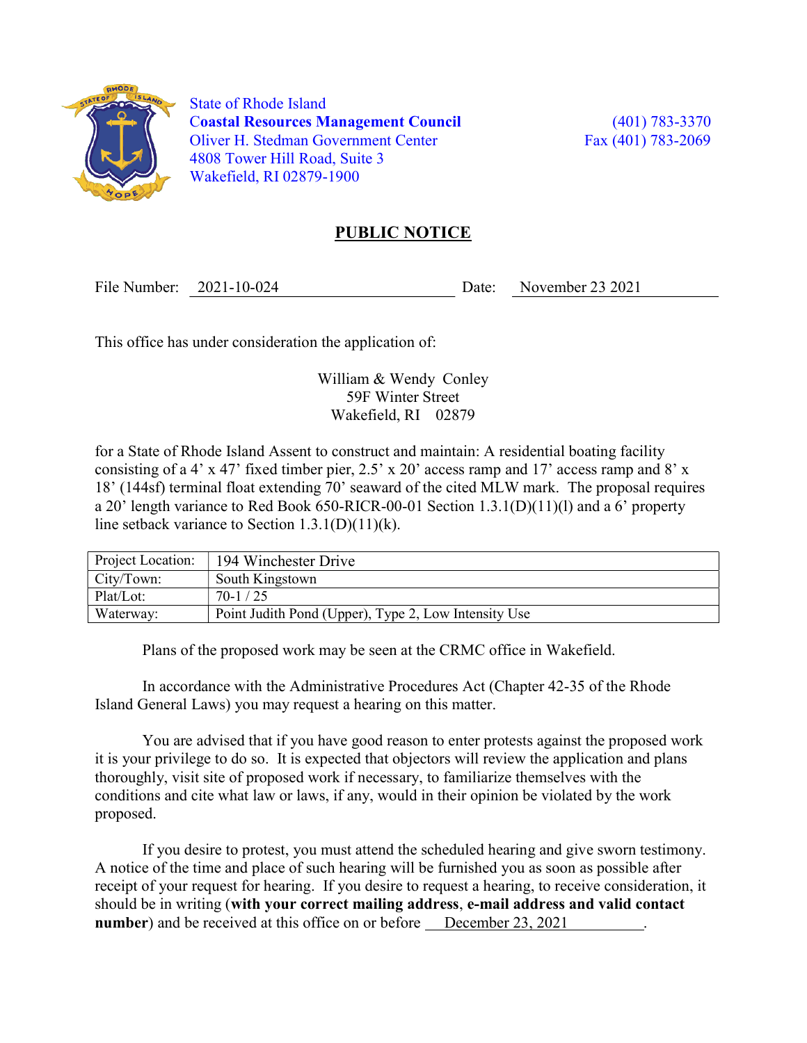State of Rhode Island
**Coastal Resources Management Council**
Oliver H. Stedman Government Center
4808 Tower Hill Road, Suite 3
Wakefield, RI 02879-1900

(401) 783-3370
Fax (401) 783-2069

# PUBLIC NOTICE

File Number: 2021-10-024    Date: November 23 2021

This office has under consideration the application of:

William & Wendy Conley
59F Winter Street
Wakefield, RI 02879

for a State of Rhode Island Assent to construct and maintain: A residential boating facility consisting of a 4' x 47' fixed timber pier, 2.5' x 20' access ramp and 17' access ramp and 8' x 18' (144sf) terminal float extending 70' seaward of the cited MLW mark. The proposal requires a 20' length variance to Red Book 650-RICR-00-01 Section 1.3.1(D)(11)(l) and a 6' property line setback variance to Section 1.3.1(D)(11)(k).

| Project Location: | 194 Winchester Drive |
|---|---|
| City/Town: | South Kingstown |
| Plat/Lot: | 70-1 / 25 |
| Waterway: | Point Judith Pond (Upper), Type 2, Low Intensity Use |

Plans of the proposed work may be seen at the CRMC office in Wakefield.

In accordance with the Administrative Procedures Act (Chapter 42-35 of the Rhode Island General Laws) you may request a hearing on this matter.

You are advised that if you have good reason to enter protests against the proposed work it is your privilege to do so. It is expected that objectors will review the application and plans thoroughly, visit site of proposed work if necessary, to familiarize themselves with the conditions and cite what law or laws, if any, would in their opinion be violated by the work proposed.

If you desire to protest, you must attend the scheduled hearing and give sworn testimony. A notice of the time and place of such hearing will be furnished you as soon as possible after receipt of your request for hearing. If you desire to request a hearing, to receive consideration, it should be in writing (**with your correct mailing address**, **e-mail address and valid contact number**) and be received at this office on or before December 23, 2021.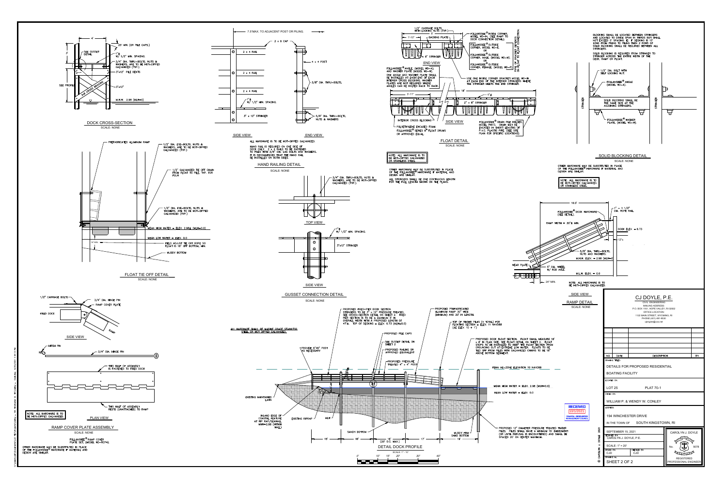## DOCK CROSS-SECTION

SCALE: NONE

- 4"
- .25' MIN. (OR PILE CAPS.)
- 3'
- SEE GUSSET DETAIL
- 1"± W/ 1/2" MIN. SPACING.
- 3/4" DIA. THRU-BOLTS, NUTS & WASHERS, ARE TO BE HOT-DIPPED GALVANIZED (TYP.)
- 3"x12" PILE BENTS
- SEE PROFILE
- 3x8 CROSS BRACING
- 3"x12"
- M.H.W. 2.98 (MLW=0)

## HAND RAILING DETAIL

SCALE: NONE

- 7.5'MAX. TO ADJACENT POST OR PILING
- 2 x 6 CAP
- 2 x 4 RAIL
- 4 x 4 POST
- 3/8" DIA. THRU-BOLTS.
- 1"± W/ 1/2" MIN. SPACING.
- 3" x 12" STRINGER
- 5/8" DIA. THRU-BOLTS, NUTS & WASHERS

SIDE VIEW — END VIEW

ALL HARDWARE IS TO BE HOT-DIPPED GALVANIZED.

HAND RAIL IS REQUIRED ON ONE SIDE OF DOCK ONLY. 2 x 4 RAILS TO BE FASTENED TO PILES WITH 3/8" DIA. LAG BOLTS AND WASHERS. IT IS RECOMMENDED THAT THE HAND RAIL BE INSTALLED ON BOTH SIDES.

## GUSSET CONNECTION DETAIL

SCALE: NONE

- 3/4" DIA. THRU-BOLTS, NUTS & WASHERS, ARE TO BE HOT-DIPPED GALVANIZED (TYP.)
- TOP VIEW
- 1"± W/ 1/2" MIN. SPACING.
- 3"x12" STRINGER
- SIDE VIEW

## FLOAT DETAIL

SCALE: NONE

- 1/2" CARRIAGE BOLTS WITH LOCKING NUTS (TYP.)
- BACKING PLATE
- 1'-10"
- 8'
- 2" x 8" STRINGER
- END VIEW
- FOLLANSBEE® INSIDE CORNER, MODEL WO-IN. (SEE RAMP TO DOCK CONNECTION DETAIL)
- FOLLANSBEE® OUTSIDE CORNER, MODEL WO-E. OR FOLLANSBEE® OUTSIDE CORNER, MALE, (MODEL WO-M). OR FOLLANSBEE® OUTSIDE CORNER, FEMALE, (MODEL WO-F)
- TYPE OF BRACKET DEPENDS ON FLOAT TO FLOAT CONNECTION.
- FOLLANSBEE® ANGLE, (MODEL WO-A) AND WASHER PLATE (MODEL WO-W).
- ONE ANGLE AND WASHER PLATE SHALL BE INSTALLED AT EACH END OF EACH INTERIOR CROSS BLOCKING. WASHER PLATES ARE NOT REQUIRED WHERE ANGLES CAN BE BOLTED BACK TO BACK.
- USE ONE INSIDE CORNER BRACKET MODEL WO-IN AT EACH END OF THE INTERIOR STRINGERS WHERE THE STRINGER MEETS THE END STRINGER.
- 18'
- 3'-11"
- 1'-3
- 2" x 8" STRINGER
- INTERIOR CROSS BLOCKING
- SIDE VIEW
- POLYETHYLENE ENCASED FOAM. FOLLANSBEE® SERIES 8" FLOAT DRUMS OR APPROVED EQUAL.
- FOLLANSBEE® CHAIN PILE HOLDER, MODEL PH-C. CHAIN MAY BE ENCASED IN SHORT LENGTHS OF P.V.C. PLASTIC PIPE. (SEE SITE PLAN FOR SPECIFIC LOCATIONS)

NOTE: ALL HARDWARE IS TO BE HOT-DIPPED GALVANIZED OR STAINLESS STEEL.

OTHER HARDWARE MAY BE SUBSTITUTED IN PLACE OF THE FOLLANSBEE® HARDWARE IF MATERIAL AND DESIGN ARE SIMILAR.

ALL STRINGERS SHALL BE ONE CONTINUOUS LENGTH FOR THE FULL LENGTH SHOWN ON THE PLANS.

## SOLID BLOCKING DETAIL

SCALE: NONE

BLOCKING SHALL BE LOCATED BETWEEN STRINGERS AND LOCATED TO DIVIDE SPAN IN THIRDS BUT SHALL NOT EXCEED 8' SPACING. IE. IF DECKING IS 12' LONG FROM PILING TO PILING THEN 2 ROWS OF SOLID BLOCKING SHALL BE REQUIRED BETWEEN ALL STRINGERS.

SOLID BLOCKING IS REQUIRED FROM STRINGER TO STRINGER ACROSS THE ENTIRE WIDTH OF THE DECK, RAMP OR FLOAT.

- 1/2" DIA. BOLT WITH SELF LOCKING NUT.
- FOLLANSBEE® ANGLE (MODEL WO-A).
- SOLID BLOCKING SHALL BE THE SAME SIZE AT THE ADJOINING STRINGERS.
- FOLLANSBEE® WASHER PLATE. (MODEL WO-W).
- STRINGER
- STRINGER

OTHER HARDWARE MAY BE SUBSTITUTED IN PLACE OF THE FOLLANSBEE® HARDWARE IF MATERIAL AND DESIGN ARE SIMILAR.

NOTE: ALL HARDWARE IS TO BE HOT-DIPPED GALVANIZED OR STAINLESS STEEL.

## FLOAT TIE OFF DETAIL

SCALE: NONE

- PREFABRICATED ALUMINUM RAMP
- 1/2" DIA. EYE-BOLTS, NUTS & WASHERS, ARE TO BE HOT-DIPPED GALVANIZED (TYP.)
- 1/2" GALVANIZED TIE OFF CHAIN FROM FLOAT TO PILE, TYP. FOR FOUR
- 1/2" DIA. EYE-BOLTS, NUTS & WASHERS, ARE TO BE HOT-DIPPED GALVANIZED (TYP.)
- MEAN HIGH WATER = ELEV. 2.98± (MLW=0.0)
- MEAN LOW WATER = ELEV. 0.0
- 18" MIN.
- FIELD ADJUST TIE OFF ROPE SO FLOAT IS 18" OFF BOTTOM, MIN.
- MUDDY BOTTOM

## RAMP DETAIL

SCALE: NONE

- 16.0'
- FOLLANSBEE® DOCK HARDWARE (SEE DETAIL)
- 1" - 1 1/2" DIA. ROPE RAIL
- RAMP WIDTH = 30"± MIN.
- DOCK ELEV. = 6.73
- 12"±
- 5/8" DIA. THRU-BOLTS, NUTS AND WASHERS.
- M.H.W. ELEV. = 2.98 (MLW=0)
- WEAR PLATE
- 5" DIA. WHEEL W/ ROD AXLE.
- M.L.W. ELEV. = 0.0
- 24" MIN.
- SIDE VIEW

NOTE: ALL HARDWARE IS TO BE HOT-DIPPED GALVANIZED.

## RAMP COVER PLATE ASSEMBLY

SCALE: NONE

- 1/2" CARRIAGE BOLTS
- 3/4" DIA. HINGE PIN
- RAMP COVER PLATE
- FIXED DOCK
- RAMP
- SIDE VIEW
- HITCH PIN
- 3/4" DIA. HINGE PIN
- THIS HALF OF ASSEMBLY IS FASTENED TO FIXED DOCK
- THIS HALF OF ASSEMBLY RESTS (UNATTACHED) TO RAMP
- PLAN VIEW

NOTE: ALL HARDWARE IS TO BE HOT-DIPPED GALVANIZED.

FOLLANSBEE® RAMP COVER PLATE SET, (MODEL WO-RCP4).

OTHER HARDWARE MAY BE SUBSTITUTED IN PLACE OF THE FOLLANSBEE® HARDWARE IF MATERIAL AND DESIGN ARE SIMILAR.

## DETAIL DOCK PROFILE

SCALE: 1" - 10'

ALL HARDWARE SHALL BE MARINE GRADE STAINLESS STEEL OR HOT DIPPED GALVANIZED.

- PROPOSED FIXED-PIER DOCK SECTION. STRINGERS TO BE 3" x 12" PRESSURE TREATED. SEE CROSS-SECTION DETAIL ON SHEET 2. FIXED PIER SECTION IS TO BE A MAXIMUM 4' IN OVERALL WIDTH WITH A PROPOSED LENGTH OF 47±. TOP OF DECKING = ELEV. 6.73 (MLW=0.0)
- PROPOSED PILE CAPS
- SEE GUSSET DETAIL ON SHEET 2
- PROPOSED RAILING OR APPROVED EQUIVALENT
- PROPOSED PRESSURE TREATED 4" x 4" POST
- PROVIDE 6"x6" POST AS NECESSARY
- PROPOSED PREFABRICATED ALUMINUM RAMP 30" WIDE (MINIMUM) AND 20' IN LENGTH.
- TOP OF TIMBER PILES (4 TOTAL) FOR FLOATING SECTION = ELEV. 11 NAVD88 (AE ELEV. 10 + 1')
- PROPOSED DOCK FLOAT SECTION. FLOAT SHALL MEASURE 18' x 8' IN PLAN SIZE. SEE FLOAT DETAIL ON SHEET 2. FLOAT STOPS TO BE INSTALLED TO KEEP THE FLOAT SECTION FROM GROUNDING OUT AT EXTREME LOW WATER. FLOATS TO BE TIED OFF FROM PILES WITH GALVANIZED CHAINS TO BE 18" ABOVE BOTTOM SEDIMENT.
- FEMA AE-ZONE ELEVATION 10 NAVD88
- MEAN HIGH WATER = ELEV. 2.98 (MLW=0.0)
- MEAN LOW WATER = ELEV. 0.0
- EXISTING MAINTAINED LAWN
- INLAND EDGE OF COASTAL FEATURE AT RIP RAP/SEAWALL MHW=2.98 (WITHIN WALL)
- EXISTING RIPRAP
- MLW
- SANDY BOTTOM
- MUDDY FINE SAND BOTTOM
- PROPOSED 12" DIAMETER PRESSURE TREATED TIMBER PILES. PILES SHALL HAVE A MINIMUM 15' EMBEDMENT (OR UNTIL REFUSAL IS ENCOUNTERED) AND SHALL BE SPACED 20' ON CENTER MAXIMUM.
- 15' — 16' — 16' (20' O.C. MAX.) — 17' — 18'
- 0' 10' 15' 20' 30' 40'

RECEIVED 10/1/2021 COASTAL RESOURCES MANAGEMENT COUNCIL

## CJ DOYLE, P.E.

CIVIL ENGINEERING
MAILING ADDRESS:
P.O. BOX 1161, HOPE VALLEY, RI 02832
OFFICE LOCATION:
1120 MAIN STREET, WYOMING, RI
PHONE (401) 491-9630
cjengine@cox.net

| NO. | DATE | DESCRIPTION | BY |
|---|---|---|---|
| | | | |

DRAWING TITLE: DETAILS FOR PROPOSED RESIDENTIAL BOATING FACILITY

LOCATED ON: LOT 25 PLAT 70-1

OWNED BY: WILLIAM P. & WENDY W. CONLEY

ADDRESS: 194 WINCHESTER DRIVE

IN THE TOWN OF SOUTH KINGSTOWN, RI

SEPTEMBER 15, 2021

DESIGNED BY: CAROLYN J. DOYLE, P.E.

SCALE: 1" = 20'

DRAWN BY: CJD — CHECKED BY: CJD

DRAWING NO.: SHEET 2 OF 2

CAROLYN J. DOYLE — No. 5078 — REGISTERED PROFESSIONAL ENGINEER

© CAROLYN J. DOYLE 2021